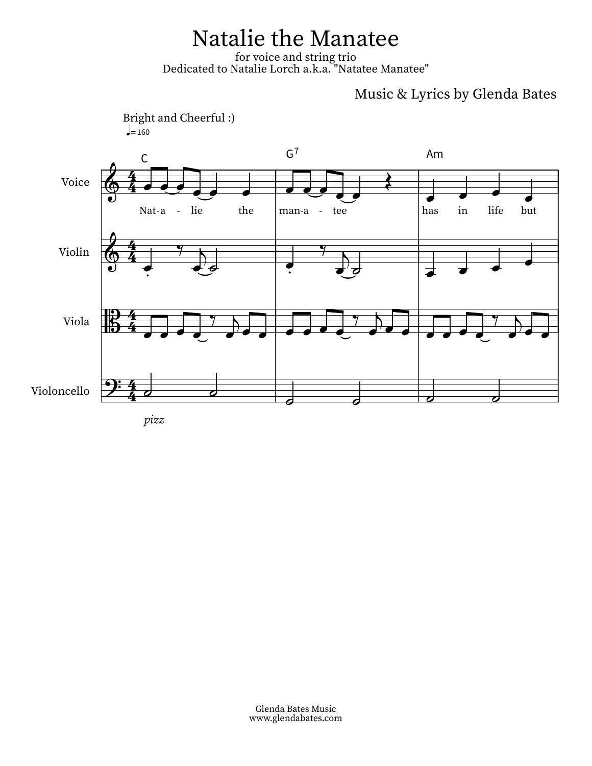# Natalie the Manatee

for voice and string trio

Dedicated to Natalie Lorch a.k.a. "Natatee Manatee"

Music & Lyrics by Glenda Bates

Bright and Cheerful :)

♩= 160

C — G7 — Am

Voice: Nat-a - lie the man-a - tee has in life but

Violin

Viola

Violoncello

*pizz*

Glenda Bates Music
www.glendabates.com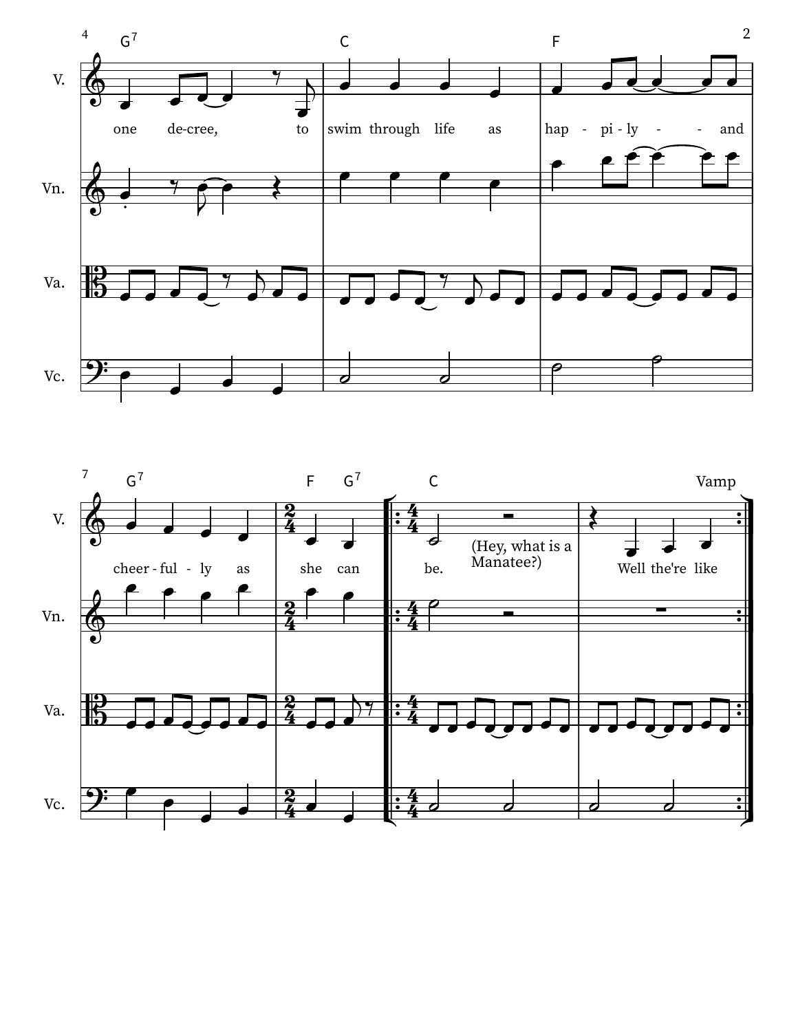G7 C F

one de-cree, to swim through life as hap - pi - ly - - and

G7 F G7 C Vamp

cheer - ful - ly as she can be. (Hey, what is a Manatee?) Well the're like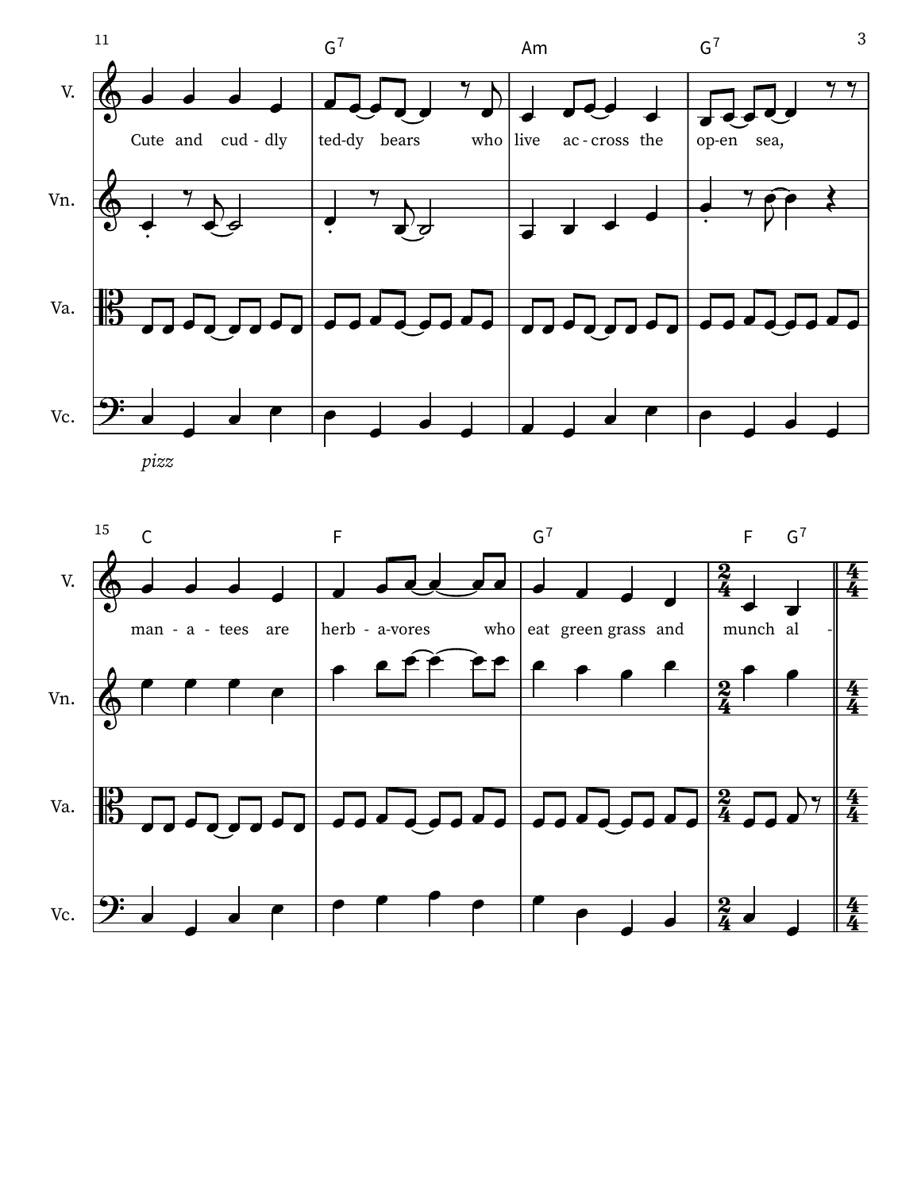11

G7 Am G7

V. Cute and cud - dly ted-dy bears who live ac - cross the op-en sea,

Vn.

Va.

Vc.

*pizz*

15

C F G7 F G7

V. man - a - tees are herb - a-vores who eat green grass and munch al -

Vn.

Va.

Vc.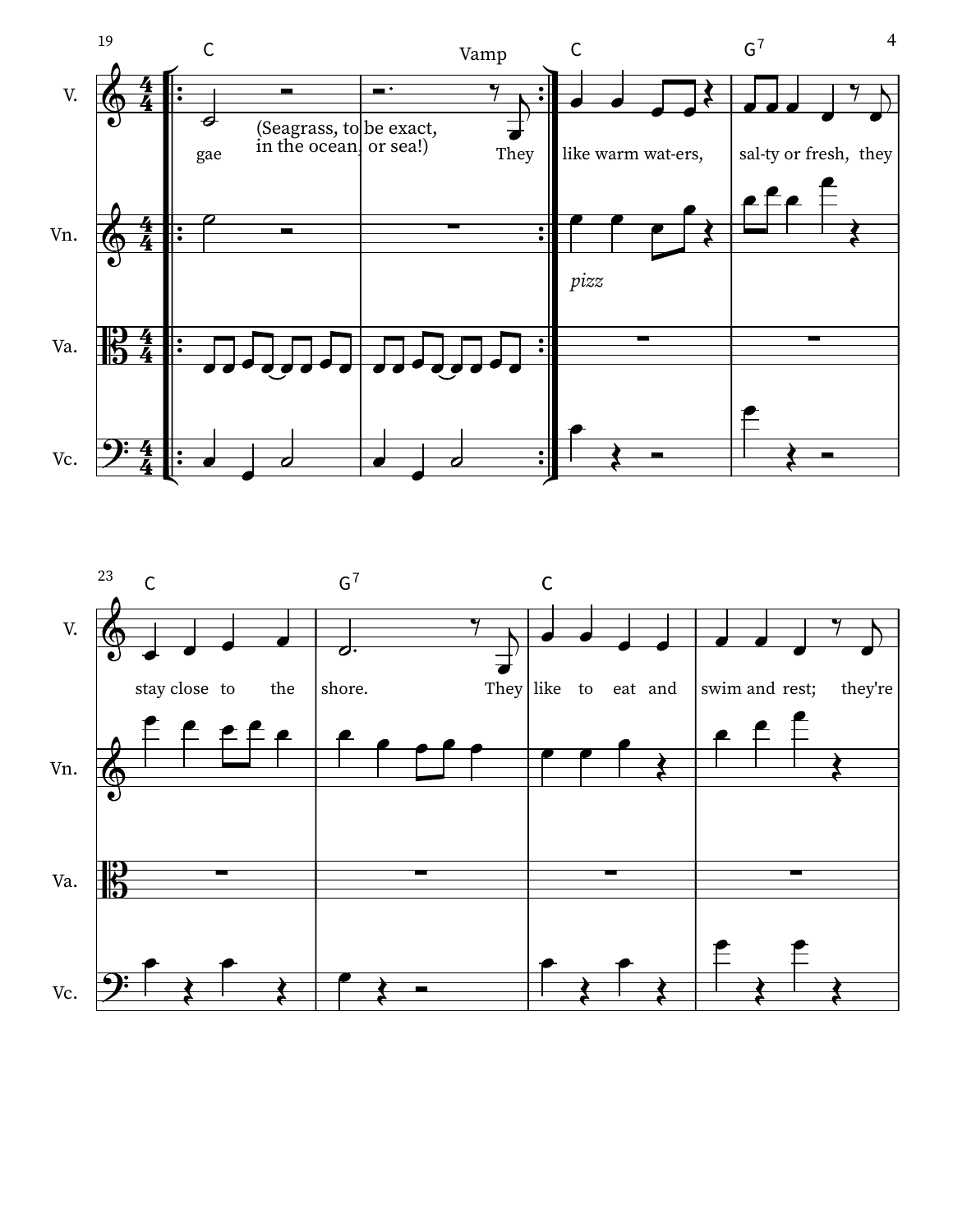19

C — Vamp — C — G⁷

V.: gae (Seagrass, to be exact, in the ocean, or sea!) They like warm wat-ers, sal-ty or fresh, they

Vn. *pizz*

Va.

Vc.

23

C — G⁷ — C

V.: stay close to the shore. They like to eat and swim and rest; they're

Vn.

Va.

Vc.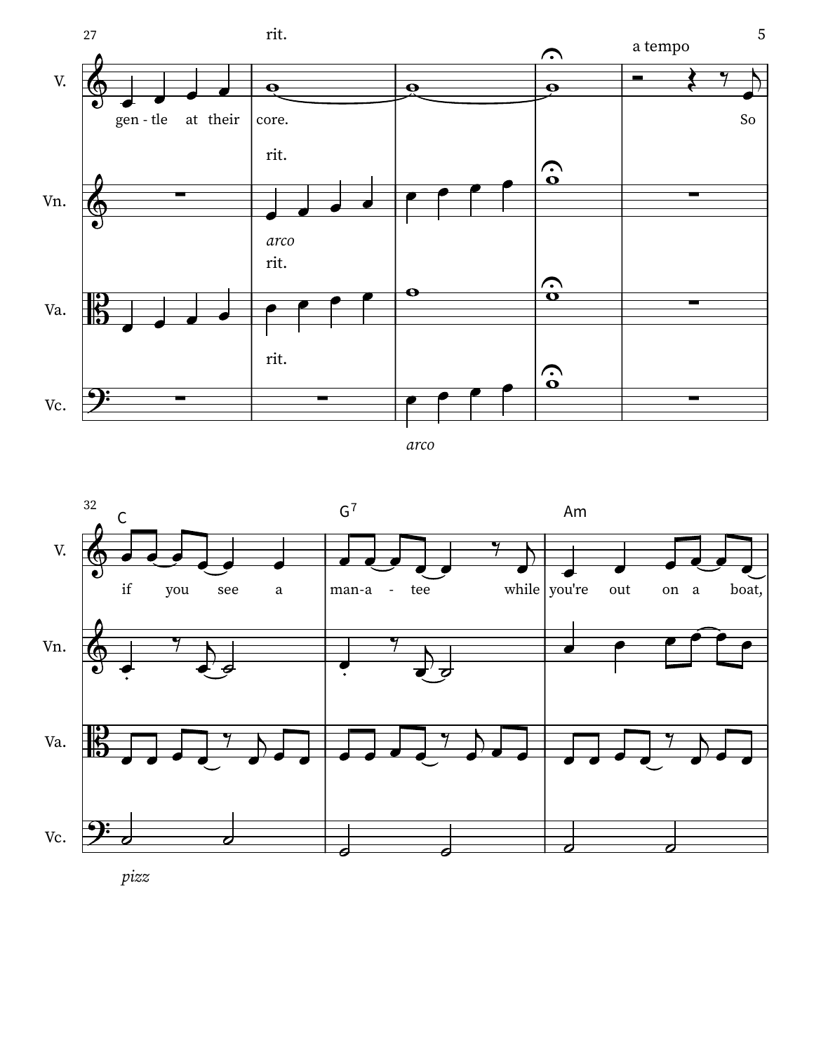27

rit.

a tempo

V.

gen - tle at their core. So

Vn.

rit.

*arco*

Va.

rit.

Vc.

rit.

*arco*

32

C G7 Am

V.

if you see a man-a - tee while you're out on a boat,

Vn.

Va.

Vc.

*pizz*